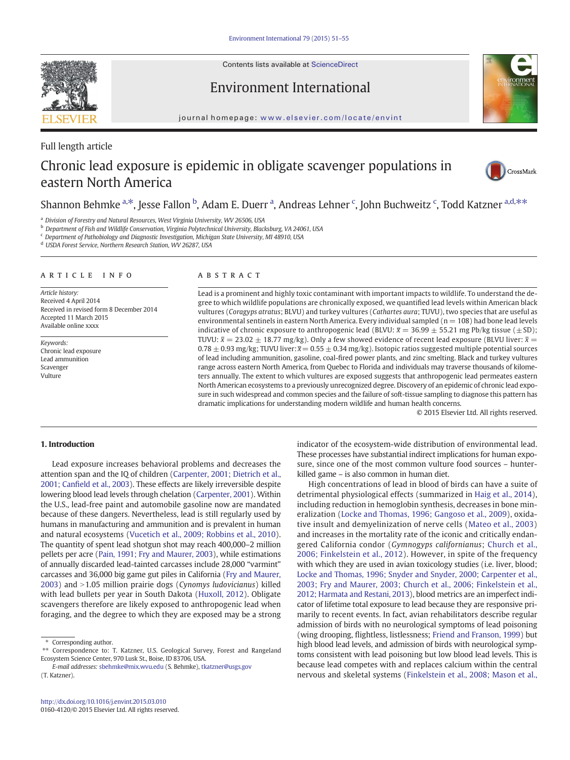Full length article

# Chronic lead exposure is epidemic in obligate scavenger populations in eastern North America

Shannon Behmke [a,*], Jesse Fallon [b], Adam E. Duerr [a], Andreas Lehner [c], John Buchweitz [c], Todd Katzner [a,d,**]

[a] Division of Forestry and Natural Resources, West Virginia University, WV 26506, USA
[b] Department of Fish and Wildlife Conservation, Virginia Polytechnical Institute, Blacksburg, VA 24061, USA
[c] Department of Pathobiology and Diagnostic Investigation, Michigan State University, MI 48910, USA
[d] USDA Forest Service, Northern Research Station, WV 26287, USA

**ARTICLE INFO**

*Article history:*
Received 4 April 2014
Received in revised form 8 December 2014
Accepted 11 March 2015
Available online xxxx

*Keywords:*
Chronic lead exposure
Lead ammunition
Scavenger
Vulture

**ABSTRACT**

Lead is a prominent and highly toxic contaminant with important impacts to wildlife. To understand the degree to which wildlife populations are chronically exposed, we quantified lead levels within American black vultures (*Coragyps atratus*; BLVU) and turkey vultures (*Cathartes aura*; TUVU), two species that are useful as environmental sentinels in eastern North America. Every individual sampled (n = 108) had bone lead levels indicative of chronic exposure to anthropogenic lead (BLVU: $\bar{x}$ = 36.99 ± 55.21 mg Pb/kg tissue (±SD); TUVU: $\bar{x}$ = 23.02 ± 18.77 mg/kg). Only a few showed evidence of recent lead exposure (BLVU liver: $\bar{x}$ = 0.78 ± 0.93 mg/kg; TUVU liver: $\bar{x}$ = 0.55 ± 0.34 mg/kg). Isotopic ratios suggested multiple potential sources of lead including ammunition, gasoline, coal-fired power plants, and zinc smelting. Black and turkey vultures range across eastern North America, from Quebec to Florida and individuals may traverse thousands of kilometers annually. The extent to which vultures are exposed suggests that anthropogenic lead permeates eastern North American ecosystems to a previously unrecognized degree. Discovery of an epidemic of chronic lead exposure in such widespread and common species and the failure of soft-tissue sampling to diagnose this pattern has dramatic implications for understanding modern wildlife and human health concerns.

© 2015 Elsevier Ltd. All rights reserved.

## 1. Introduction

Lead exposure increases behavioral problems and decreases the attention span and the IQ of children (Carpenter, 2001; Dietrich et al., 2001; Canfield et al., 2003). These effects are likely irreversible despite lowering blood lead levels through chelation (Carpenter, 2001). Within the U.S., lead-free paint and automobile gasoline now are mandated because of these dangers. Nevertheless, lead is still regularly used by humans in manufacturing and ammunition and is prevalent in human and natural ecosystems (Vucetich et al., 2009; Robbins et al., 2010). The quantity of spent lead shotgun shot may reach 400,000–2 million pellets per acre (Pain, 1991; Fry and Maurer, 2003), while estimations of annually discarded lead-tainted carcasses include 28,000 "varmint" carcasses and 36,000 big game gut piles in California (Fry and Maurer, 2003) and >1.05 million prairie dogs (*Cynomys ludovicianus*) killed with lead bullets per year in South Dakota (Huxoll, 2012). Obligate scavengers therefore are likely exposed to anthropogenic lead when foraging, and the degree to which they are exposed may be a strong indicator of the ecosystem-wide distribution of environmental lead. These processes have substantial indirect implications for human exposure, since one of the most common vulture food sources – hunter-killed game – is also common in human diet.

High concentrations of lead in blood of birds can have a suite of detrimental physiological effects (summarized in Haig et al., 2014), including reduction in hemoglobin synthesis, decreases in bone mineralization (Locke and Thomas, 1996; Gangoso et al., 2009), oxidative insult and demyelination of nerve cells (Mateo et al., 2003) and increases in the mortality rate of the iconic and critically endangered California condor (*Gymnogyps californianus*; Church et al., 2006; Finkelstein et al., 2012). However, in spite of the frequency with which they are used in avian toxicology studies (i.e. liver, blood; Locke and Thomas, 1996; Snyder and Snyder, 2000; Carpenter et al., 2003; Fry and Maurer, 2003; Church et al., 2006; Finkelstein et al., 2012; Harmata and Restani, 2013), blood metrics are an imperfect indicator of lifetime total exposure to lead because they are responsive primarily to recent events. In fact, avian rehabilitators describe regular admission of birds with no neurological symptoms of lead poisoning (wing drooping, flightless, listlessness; Friend and Franson, 1999) but high blood lead levels, and admission of birds with neurological symptoms consistent with lead poisoning but low blood lead levels. This is because lead competes with and replaces calcium within the central nervous and skeletal systems (Finkelstein et al., 2008; Mason et al.,

\* Corresponding author.
\*\* Correspondence to: T. Katzner, U.S. Geological Survey, Forest and Rangeland Ecosystem Science Center, 970 Lusk St., Boise, ID 83706, USA.
*E-mail addresses:* sbehmke@mix.wvu.edu (S. Behmke), tkatzner@usgs.gov (T. Katzner).

http://dx.doi.org/10.1016/j.envint.2015.03.010
0160-4120/© 2015 Elsevier Ltd. All rights reserved.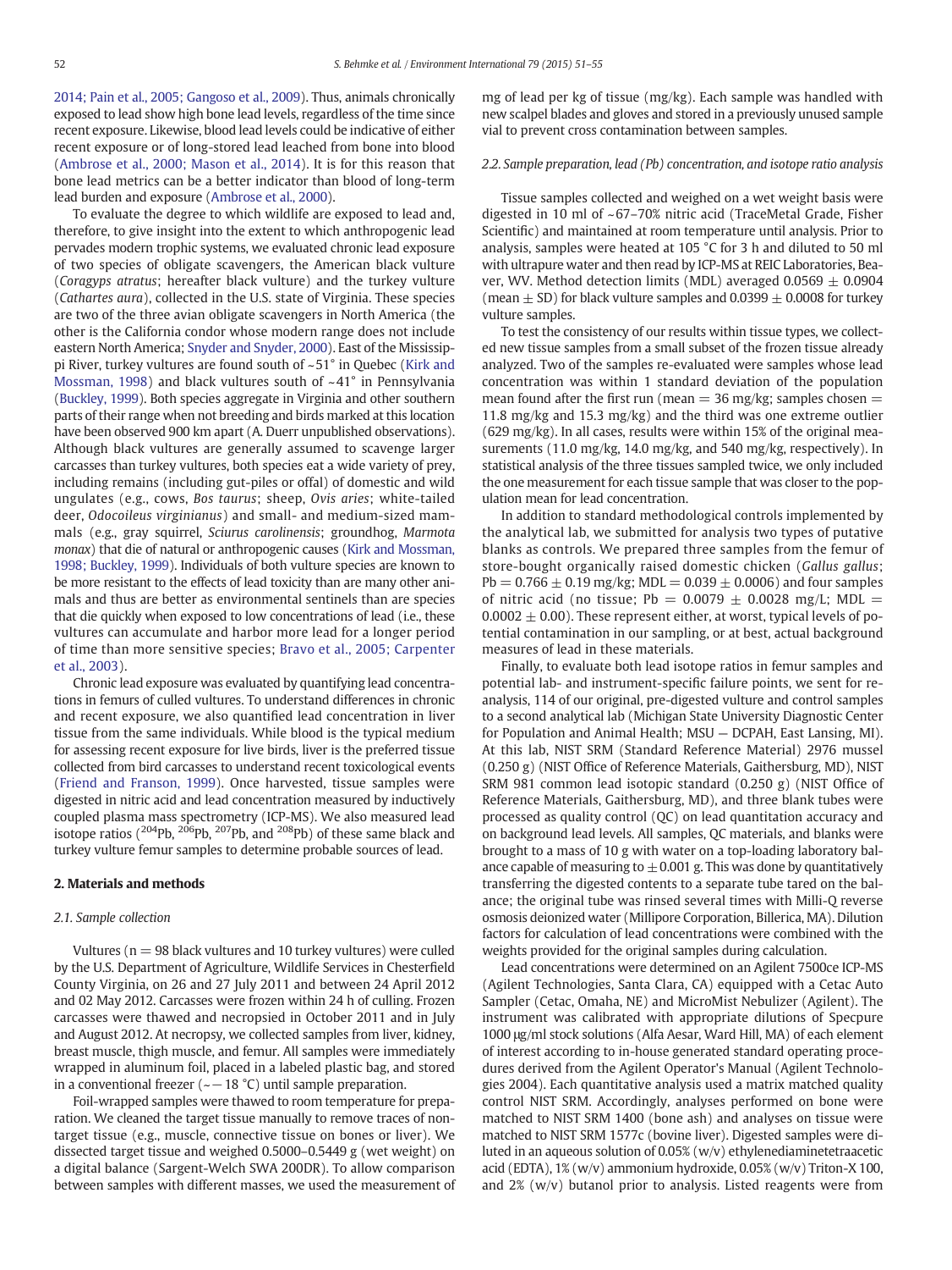2014; Pain et al., 2005; Gangoso et al., 2009). Thus, animals chronically exposed to lead show high bone lead levels, regardless of the time since recent exposure. Likewise, blood lead levels could be indicative of either recent exposure or of long-stored lead leached from bone into blood (Ambrose et al., 2000; Mason et al., 2014). It is for this reason that bone lead metrics can be a better indicator than blood of long-term lead burden and exposure (Ambrose et al., 2000).

To evaluate the degree to which wildlife are exposed to lead and, therefore, to give insight into the extent to which anthropogenic lead pervades modern trophic systems, we evaluated chronic lead exposure of two species of obligate scavengers, the American black vulture (*Coragyps atratus*; hereafter black vulture) and the turkey vulture (*Cathartes aura*), collected in the U.S. state of Virginia. These species are two of the three avian obligate scavengers in North America (the other is the California condor whose modern range does not include eastern North America; Snyder and Snyder, 2000). East of the Mississippi River, turkey vultures are found south of ~51° in Quebec (Kirk and Mossman, 1998) and black vultures south of ~41° in Pennsylvania (Buckley, 1999). Both species aggregate in Virginia and other southern parts of their range when not breeding and birds marked at this location have been observed 900 km apart (A. Duerr unpublished observations). Although black vultures are generally assumed to scavenge larger carcasses than turkey vultures, both species eat a wide variety of prey, including remains (including gut-piles or offal) of domestic and wild ungulates (e.g., cows, *Bos taurus*; sheep, *Ovis aries*; white-tailed deer, *Odocoileus virginianus*) and small- and medium-sized mammals (e.g., gray squirrel, *Sciurus carolinensis*; groundhog, *Marmota monax*) that die of natural or anthropogenic causes (Kirk and Mossman, 1998; Buckley, 1999). Individuals of both vulture species are known to be more resistant to the effects of lead toxicity than are many other animals and thus are better as environmental sentinels than are species that die quickly when exposed to low concentrations of lead (i.e., these vultures can accumulate and harbor more lead for a longer period of time than more sensitive species; Bravo et al., 2005; Carpenter et al., 2003).

Chronic lead exposure was evaluated by quantifying lead concentrations in femurs of culled vultures. To understand differences in chronic and recent exposure, we also quantified lead concentration in liver tissue from the same individuals. While blood is the typical medium for assessing recent exposure for live birds, liver is the preferred tissue collected from bird carcasses to understand recent toxicological events (Friend and Franson, 1999). Once harvested, tissue samples were digested in nitric acid and lead concentration measured by inductively coupled plasma mass spectrometry (ICP-MS). We also measured lead isotope ratios ($^{204}$Pb, $^{206}$Pb, $^{207}$Pb, and $^{208}$Pb) of these same black and turkey vulture femur samples to determine probable sources of lead.

## 2. Materials and methods

### 2.1. Sample collection

Vultures (n = 98 black vultures and 10 turkey vultures) were culled by the U.S. Department of Agriculture, Wildlife Services in Chesterfield County Virginia, on 26 and 27 July 2011 and between 24 April 2012 and 02 May 2012. Carcasses were frozen within 24 h of culling. Frozen carcasses were thawed and necropsied in October 2011 and in July and August 2012. At necropsy, we collected samples from liver, kidney, breast muscle, thigh muscle, and femur. All samples were immediately wrapped in aluminum foil, placed in a labeled plastic bag, and stored in a conventional freezer (~ − 18 °C) until sample preparation.

Foil-wrapped samples were thawed to room temperature for preparation. We cleaned the target tissue manually to remove traces of non-target tissue (e.g., muscle, connective tissue on bones or liver). We dissected target tissue and weighed 0.5000–0.5449 g (wet weight) on a digital balance (Sargent-Welch SWA 200DR). To allow comparison between samples with different masses, we used the measurement of mg of lead per kg of tissue (mg/kg). Each sample was handled with new scalpel blades and gloves and stored in a previously unused sample vial to prevent cross contamination between samples.

### 2.2. Sample preparation, lead (Pb) concentration, and isotope ratio analysis

Tissue samples collected and weighed on a wet weight basis were digested in 10 ml of ~67–70% nitric acid (TraceMetal Grade, Fisher Scientific) and maintained at room temperature until analysis. Prior to analysis, samples were heated at 105 °C for 3 h and diluted to 50 ml with ultrapure water and then read by ICP-MS at REIC Laboratories, Beaver, WV. Method detection limits (MDL) averaged 0.0569 ± 0.0904 (mean ± SD) for black vulture samples and 0.0399 ± 0.0008 for turkey vulture samples.

To test the consistency of our results within tissue types, we collected new tissue samples from a small subset of the frozen tissue already analyzed. Two of the samples re-evaluated were samples whose lead concentration was within 1 standard deviation of the population mean found after the first run (mean = 36 mg/kg; samples chosen = 11.8 mg/kg and 15.3 mg/kg) and the third was one extreme outlier (629 mg/kg). In all cases, results were within 15% of the original measurements (11.0 mg/kg, 14.0 mg/kg, and 540 mg/kg, respectively). In statistical analysis of the three tissues sampled twice, we only included the one measurement for each tissue sample that was closer to the population mean for lead concentration.

In addition to standard methodological controls implemented by the analytical lab, we submitted for analysis two types of putative blanks as controls. We prepared three samples from the femur of store-bought organically raised domestic chicken (*Gallus gallus*; Pb = 0.766 ± 0.19 mg/kg; MDL = 0.039 ± 0.0006) and four samples of nitric acid (no tissue; Pb = 0.0079 ± 0.0028 mg/L; MDL = 0.0002 ± 0.00). These represent either, at worst, typical levels of potential contamination in our sampling, or at best, actual background measures of lead in these materials.

Finally, to evaluate both lead isotope ratios in femur samples and potential lab- and instrument-specific failure points, we sent for re-analysis, 114 of our original, pre-digested vulture and control samples to a second analytical lab (Michigan State University Diagnostic Center for Population and Animal Health; MSU — DCPAH, East Lansing, MI). At this lab, NIST SRM (Standard Reference Material) 2976 mussel (0.250 g) (NIST Office of Reference Materials, Gaithersburg, MD), NIST SRM 981 common lead isotopic standard (0.250 g) (NIST Office of Reference Materials, Gaithersburg, MD), and three blank tubes were processed as quality control (QC) on lead quantitation accuracy and on background lead levels. All samples, QC materials, and blanks were brought to a mass of 10 g with water on a top-loading laboratory balance capable of measuring to ± 0.001 g. This was done by quantitatively transferring the digested contents to a separate tube tared on the balance; the original tube was rinsed several times with Milli-Q reverse osmosis deionized water (Millipore Corporation, Billerica, MA). Dilution factors for calculation of lead concentrations were combined with the weights provided for the original samples during calculation.

Lead concentrations were determined on an Agilent 7500ce ICP-MS (Agilent Technologies, Santa Clara, CA) equipped with a Cetac Auto Sampler (Cetac, Omaha, NE) and MicroMist Nebulizer (Agilent). The instrument was calibrated with appropriate dilutions of Specpure 1000 μg/ml stock solutions (Alfa Aesar, Ward Hill, MA) of each element of interest according to in-house generated standard operating procedures derived from the Agilent Operator's Manual (Agilent Technologies 2004). Each quantitative analysis used a matrix matched quality control NIST SRM. Accordingly, analyses performed on bone were matched to NIST SRM 1400 (bone ash) and analyses on tissue were matched to NIST SRM 1577c (bovine liver). Digested samples were diluted in an aqueous solution of 0.05% (w/v) ethylenediaminetetraacetic acid (EDTA), 1% (w/v) ammonium hydroxide, 0.05% (w/v) Triton-X 100, and 2% (w/v) butanol prior to analysis. Listed reagents were from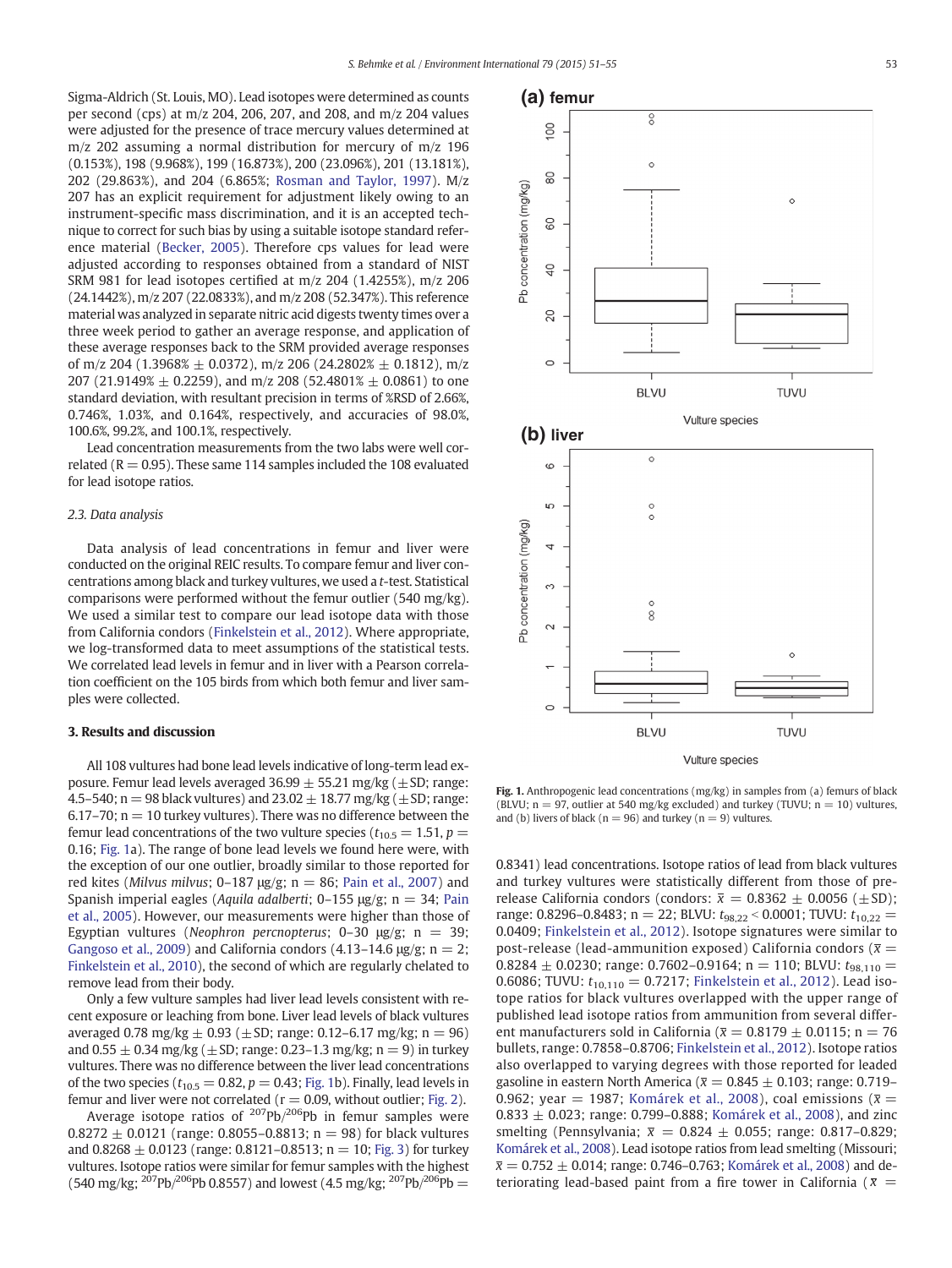Sigma-Aldrich (St. Louis, MO). Lead isotopes were determined as counts per second (cps) at m/z 204, 206, 207, and 208, and m/z 204 values were adjusted for the presence of trace mercury values determined at m/z 202 assuming a normal distribution for mercury of m/z 196 (0.153%), 198 (9.968%), 199 (16.873%), 200 (23.096%), 201 (13.181%), 202 (29.863%), and 204 (6.865%; Rosman and Taylor, 1997). M/z 207 has an explicit requirement for adjustment likely owing to an instrument-specific mass discrimination, and it is an accepted technique to correct for such bias by using a suitable isotope standard reference material (Becker, 2005). Therefore cps values for lead were adjusted according to responses obtained from a standard of NIST SRM 981 for lead isotopes certified at m/z 204 (1.4255%), m/z 206 (24.1442%), m/z 207 (22.0833%), and m/z 208 (52.347%). This reference material was analyzed in separate nitric acid digests twenty times over a three week period to gather an average response, and application of these average responses back to the SRM provided average responses of m/z 204 (1.3968% ± 0.0372), m/z 206 (24.2802% ± 0.1812), m/z 207 (21.9149% ± 0.2259), and m/z 208 (52.4801% ± 0.0861) to one standard deviation, with resultant precision in terms of %RSD of 2.66%, 0.746%, 1.03%, and 0.164%, respectively, and accuracies of 98.0%, 100.6%, 99.2%, and 100.1%, respectively.

Lead concentration measurements from the two labs were well correlated ($R = 0.95$). These same 114 samples included the 108 evaluated for lead isotope ratios.

### 2.3. Data analysis

Data analysis of lead concentrations in femur and liver were conducted on the original REIC results. To compare femur and liver concentrations among black and turkey vultures, we used a *t*-test. Statistical comparisons were performed without the femur outlier (540 mg/kg). We used a similar test to compare our lead isotope data with those from California condors (Finkelstein et al., 2012). Where appropriate, we log-transformed data to meet assumptions of the statistical tests. We correlated lead levels in femur and in liver with a Pearson correlation coefficient on the 105 birds from which both femur and liver samples were collected.

## 3. Results and discussion

All 108 vultures had bone lead levels indicative of long-term lead exposure. Femur lead levels averaged 36.99 ± 55.21 mg/kg (±SD; range: 4.5–540; n = 98 black vultures) and 23.02 ± 18.77 mg/kg (±SD; range: 6.17–70; n = 10 turkey vultures). There was no difference between the femur lead concentrations of the two vulture species ($t_{10.5} = 1.51$, $p = 0.16$; Fig. 1a). The range of bone lead levels we found here were, with the exception of our one outlier, broadly similar to those reported for red kites (*Milvus milvus*; 0–187 μg/g; n = 86; Pain et al., 2007) and Spanish imperial eagles (*Aquila adalberti*; 0–155 μg/g; n = 34; Pain et al., 2005). However, our measurements were higher than those of Egyptian vultures (*Neophron percnopterus*; 0–30 μg/g; n = 39; Gangoso et al., 2009) and California condors (4.13–14.6 μg/g; n = 2; Finkelstein et al., 2010), the second of which are regularly chelated to remove lead from their body.

Only a few vulture samples had liver lead levels consistent with recent exposure or leaching from bone. Liver lead levels of black vultures averaged 0.78 mg/kg ± 0.93 (±SD; range: 0.12–6.17 mg/kg; n = 96) and 0.55 ± 0.34 mg/kg (±SD; range: 0.23–1.3 mg/kg; n = 9) in turkey vultures. There was no difference between the liver lead concentrations of the two species ($t_{10.5} = 0.82$, $p = 0.43$; Fig. 1b). Finally, lead levels in femur and liver were not correlated ($r = 0.09$, without outlier; Fig. 2).

Average isotope ratios of $^{207}Pb/^{206}Pb$ in femur samples were 0.8272 ± 0.0121 (range: 0.8055–0.8813; n = 98) for black vultures and 0.8268 ± 0.0123 (range: 0.8121–0.8513; n = 10; Fig. 3) for turkey vultures. Isotope ratios were similar for femur samples with the highest (540 mg/kg; $^{207}Pb/^{206}Pb$ 0.8557) and lowest (4.5 mg/kg; $^{207}Pb/^{206}Pb$ = 0.8341) lead concentrations. Isotope ratios of lead from black vultures and turkey vultures were statistically different from those of pre-release California condors (condors: $\bar{x} = 0.8362 \pm 0.0056$ (±SD); range: 0.8296–0.8483; n = 22; BLVU: $t_{98,22} < 0.0001$; TUVU: $t_{10,22} = 0.0409$; Finkelstein et al., 2012). Isotope signatures were similar to post-release (lead-ammunition exposed) California condors ($\bar{x} = 0.8284 \pm 0.0230$; range: 0.7602–0.9164; n = 110; BLVU: $t_{98,110} = 0.6086$; TUVU: $t_{10,110} = 0.7217$; Finkelstein et al., 2012). Lead isotope ratios for black vultures overlapped with the upper range of published lead isotope ratios from ammunition from several different manufacturers sold in California ($\bar{x} = 0.8179 \pm 0.0115$; n = 76 bullets, range: 0.7858–0.8706; Finkelstein et al., 2012). Isotope ratios also overlapped to varying degrees with those reported for leaded gasoline in eastern North America ($\bar{x} = 0.845 \pm 0.103$; range: 0.719–0.962; year = 1987; Komárek et al., 2008), coal emissions ($\bar{x} = 0.833 \pm 0.023$; range: 0.799–0.888; Komárek et al., 2008), and zinc smelting (Pennsylvania; $\bar{x} = 0.824 \pm 0.055$; range: 0.817–0.829; Komárek et al., 2008). Lead isotope ratios from lead smelting (Missouri; $\bar{x} = 0.752 \pm 0.014$; range: 0.746–0.763; Komárek et al., 2008) and deteriorating lead-based paint from a fire tower in California ($\bar{x}$ =

**Fig. 1.** Anthropogenic lead concentrations (mg/kg) in samples from (a) femurs of black (BLVU; n = 97, outlier at 540 mg/kg excluded) and turkey (TUVU; n = 10) vultures, and (b) livers of black (n = 96) and turkey (n = 9) vultures.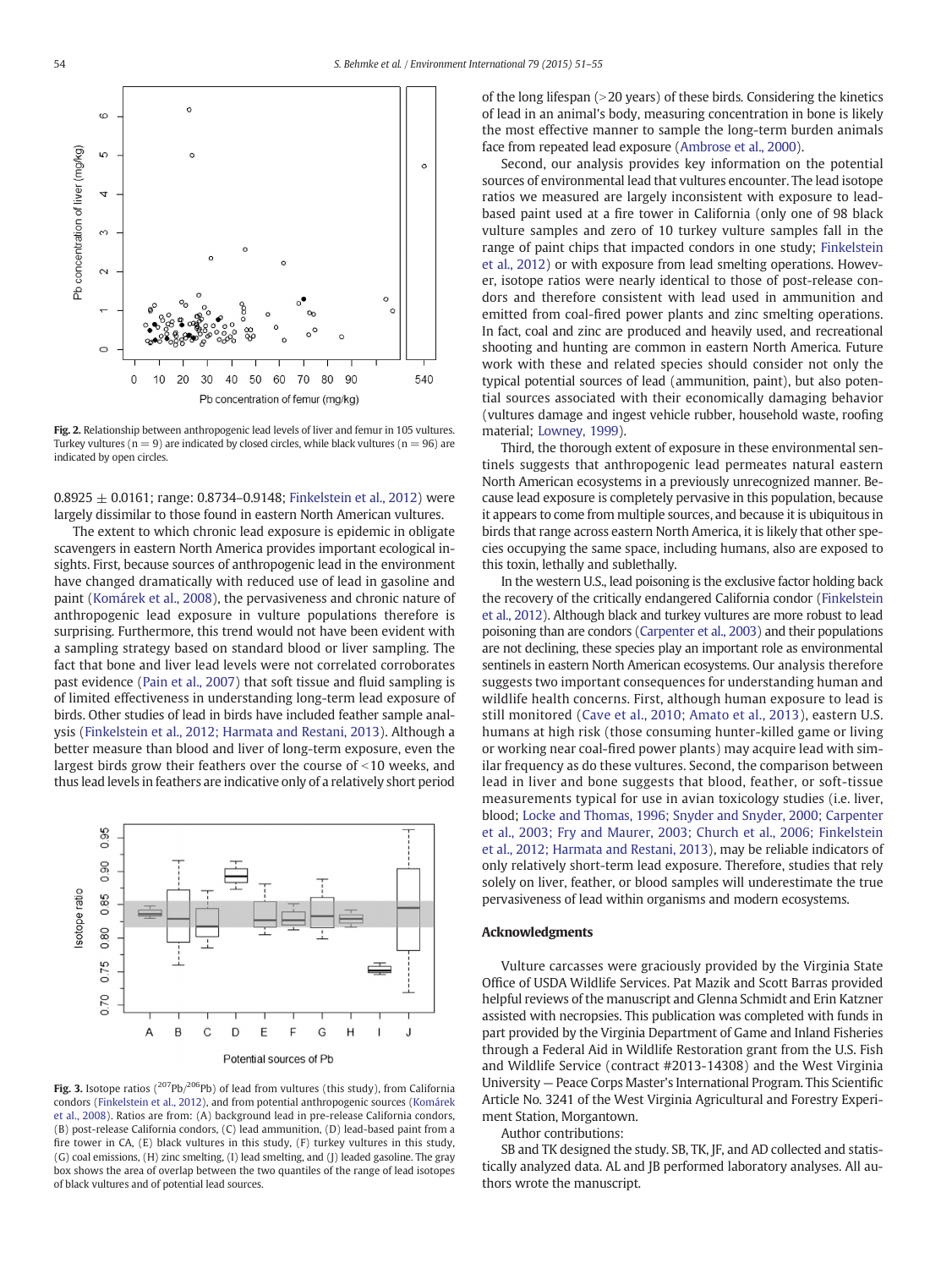Fig. 2. Relationship between anthropogenic lead levels of liver and femur in 105 vultures. Turkey vultures ($n = 9$) are indicated by closed circles, while black vultures ($n = 96$) are indicated by open circles.

0.8925 ± 0.0161; range: 0.8734–0.9148; Finkelstein et al., 2012) were largely dissimilar to those found in eastern North American vultures.

The extent to which chronic lead exposure is epidemic in obligate scavengers in eastern North America provides important ecological insights. First, because sources of anthropogenic lead in the environment have changed dramatically with reduced use of lead in gasoline and paint (Komárek et al., 2008), the pervasiveness and chronic nature of anthropogenic lead exposure in vulture populations therefore is surprising. Furthermore, this trend would not have been evident with a sampling strategy based on standard blood or liver sampling. The fact that bone and liver lead levels were not correlated corroborates past evidence (Pain et al., 2007) that soft tissue and fluid sampling is of limited effectiveness in understanding long-term lead exposure of birds. Other studies of lead in birds have included feather sample analysis (Finkelstein et al., 2012; Harmata and Restani, 2013). Although a better measure than blood and liver of long-term exposure, even the largest birds grow their feathers over the course of <10 weeks, and thus lead levels in feathers are indicative only of a relatively short period of the long lifespan (>20 years) of these birds. Considering the kinetics of lead in an animal's body, measuring concentration in bone is likely the most effective manner to sample the long-term burden animals face from repeated lead exposure (Ambrose et al., 2000).

Fig. 3. Isotope ratios ($^{207}$Pb/$^{206}$Pb) of lead from vultures (this study), from California condors (Finkelstein et al., 2012), and from potential anthropogenic sources (Komárek et al., 2008). Ratios are from: (A) background lead in pre-release California condors, (B) post-release California condors, (C) lead ammunition, (D) lead-based paint from a fire tower in CA, (E) black vultures in this study, (F) turkey vultures in this study, (G) coal emissions, (H) zinc smelting, (I) lead smelting, and (J) leaded gasoline. The gray box shows the area of overlap between the two quantiles of the range of lead isotopes of black vultures and of potential lead sources.

Second, our analysis provides key information on the potential sources of environmental lead that vultures encounter. The lead isotope ratios we measured are largely inconsistent with exposure to lead-based paint used at a fire tower in California (only one of 98 black vulture samples and zero of 10 turkey vulture samples fall in the range of paint chips that impacted condors in one study; Finkelstein et al., 2012) or with exposure from lead smelting operations. However, isotope ratios were nearly identical to those of post-release condors and therefore consistent with lead used in ammunition and emitted from coal-fired power plants and zinc smelting operations. In fact, coal and zinc are produced and heavily used, and recreational shooting and hunting are common in eastern North America. Future work with these and related species should consider not only the typical potential sources of lead (ammunition, paint), but also potential sources associated with their economically damaging behavior (vultures damage and ingest vehicle rubber, household waste, roofing material; Lowney, 1999).

Third, the thorough extent of exposure in these environmental sentinels suggests that anthropogenic lead permeates natural eastern North American ecosystems in a previously unrecognized manner. Because lead exposure is completely pervasive in this population, because it appears to come from multiple sources, and because it is ubiquitous in birds that range across eastern North America, it is likely that other species occupying the same space, including humans, also are exposed to this toxin, lethally and sublethally.

In the western U.S., lead poisoning is the exclusive factor holding back the recovery of the critically endangered California condor (Finkelstein et al., 2012). Although black and turkey vultures are more robust to lead poisoning than are condors (Carpenter et al., 2003) and their populations are not declining, these species play an important role as environmental sentinels in eastern North American ecosystems. Our analysis therefore suggests two important consequences for understanding human and wildlife health concerns. First, although human exposure to lead is still monitored (Cave et al., 2010; Amato et al., 2013), eastern U.S. humans at high risk (those consuming hunter-killed game or living or working near coal-fired power plants) may acquire lead with similar frequency as do these vultures. Second, the comparison between lead in liver and bone suggests that blood, feather, or soft-tissue measurements typical for use in avian toxicology studies (i.e. liver, blood; Locke and Thomas, 1996; Snyder and Snyder, 2000; Carpenter et al., 2003; Fry and Maurer, 2003; Church et al., 2006; Finkelstein et al., 2012; Harmata and Restani, 2013), may be reliable indicators of only relatively short-term lead exposure. Therefore, studies that rely solely on liver, feather, or blood samples will underestimate the true pervasiveness of lead within organisms and modern ecosystems.

## Acknowledgments

Vulture carcasses were graciously provided by the Virginia State Office of USDA Wildlife Services. Pat Mazik and Scott Barras provided helpful reviews of the manuscript and Glenna Schmidt and Erin Katzner assisted with necropsies. This publication was completed with funds in part provided by the Virginia Department of Game and Inland Fisheries through a Federal Aid in Wildlife Restoration grant from the U.S. Fish and Wildlife Service (contract #2013-14308) and the West Virginia University — Peace Corps Master's International Program. This Scientific Article No. 3241 of the West Virginia Agricultural and Forestry Experiment Station, Morgantown.

Author contributions:

SB and TK designed the study. SB, TK, JF, and AD collected and statistically analyzed data. AL and JB performed laboratory analyses. All authors wrote the manuscript.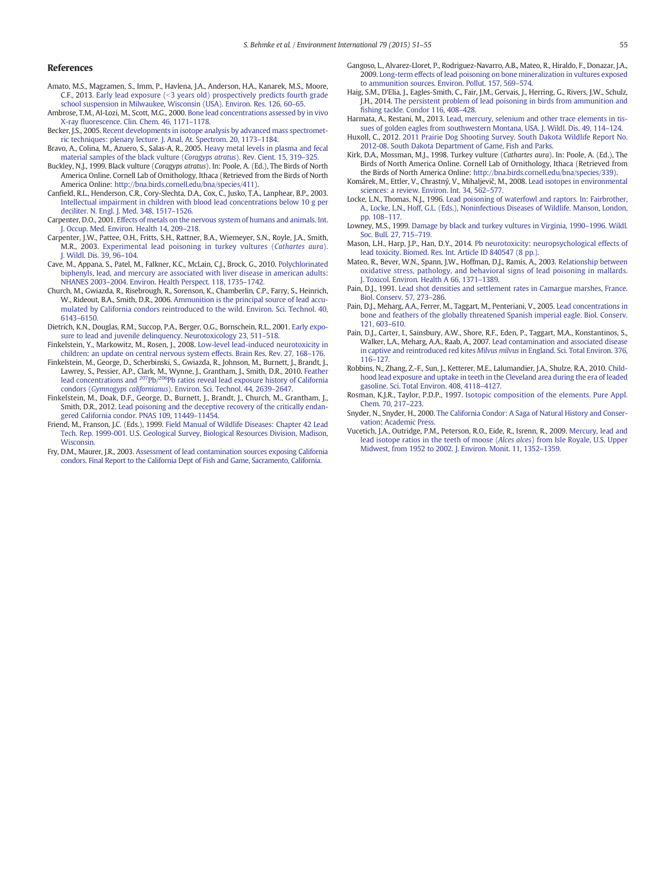## References

Amato, M.S., Magzamen, S., Imm, P., Havlena, J.A., Anderson, H.A., Kanarek, M.S., Moore, C.F., 2013. Early lead exposure (<3 years old) prospectively predicts fourth grade school suspension in Milwaukee, Wisconsin (USA). Environ. Res. 126, 60–65.

Ambrose, T.M., Al-Lozi, M., Scott, M.G., 2000. Bone lead concentrations assessed by in vivo X-ray fluorescence. Clin. Chem. 46, 1171–1178.

Becker, J.S., 2005. Recent developments in isotope analysis by advanced mass spectrometric techniques: plenary lecture. J. Anal. At. Spectrom. 20, 1173–1184.

Bravo, A., Colina, M., Azuero, S., Salas-A, R., 2005. Heavy metal levels in plasma and fecal material samples of the black vulture (*Coragyps atratus*). Rev. Cient. 15, 319–325.

Buckley, N.J., 1999. Black vulture (*Coragyps atratus*). In: Poole, A. (Ed.), The Birds of North America Online. Cornell Lab of Ornithology, Ithaca (Retrieved from the Birds of North America Online: http://bna.birds.cornell.edu/bna/species/411).

Canfield, R.L., Henderson, C.R., Cory-Slechta, D.A., Cox, C., Jusko, T.A., Lanphear, B.P., 2003. Intellectual impairment in children with blood lead concentrations below 10 g per deciliter. N. Engl. J. Med. 348, 1517–1526.

Carpenter, D.O., 2001. Effects of metals on the nervous system of humans and animals. Int. J. Occup. Med. Environ. Health 14, 209–218.

Carpenter, J.W., Pattee, O.H., Fritts, S.H., Rattner, B.A., Wiemeyer, S.N., Royle, J.A., Smith, M.R., 2003. Experimental lead poisoning in turkey vultures (*Cathartes aura*). J. Wildl. Dis. 39, 96–104.

Cave, M., Appana, S., Patel, M., Falkner, K.C., McLain, C.J., Brock, G., 2010. Polychlorinated biphenyls, lead, and mercury are associated with liver disease in american adults: NHANES 2003–2004. Environ. Health Perspect. 118, 1735–1742.

Church, M., Gwiazda, R., Risebrough, R., Sorenson, K., Chamberlin, C.P., Farry, S., Heinrich, W., Rideout, B.A., Smith, D.R., 2006. Ammunition is the principal source of lead accumulated by California condors reintroduced to the wild. Environ. Sci. Technol. 40, 6143–6150.

Dietrich, K.N., Douglas, R.M., Succop, P.A., Berger, O.G., Bornschein, R.L., 2001. Early exposure to lead and juvenile delinquency. Neurotoxicology 23, 511–518.

Finkelstein, Y., Markowitz, M., Rosen, J., 2008. Low-level lead-induced neurotoxicity in children: an update on central nervous system effects. Brain Res. Rev. 27, 168–176.

Finkelstein, M., George, D., Scherbinski, S., Gwiazda, R., Johnson, M., Burnett, J., Brandt, J., Lawrey, S., Pessier, A.P., Clark, M., Wynne, J., Grantham, J., Smith, D.R., 2010. Feather lead concentrations and $^{207}Pb/^{206}Pb$ ratios reveal lead exposure history of California condors (*Gymnogyps californianus*). Environ. Sci. Technol. 44, 2639–2647.

Finkelstein, M., Doak, D.F., George, D., Burnett, J., Brandt, J., Church, M., Grantham, J., Smith, D.R., 2012. Lead poisoning and the deceptive recovery of the critically endangered California condor. PNAS 109, 11449–11454.

Friend, M., Franson, J.C. (Eds.), 1999. Field Manual of Wildlife Diseases: Chapter 42 Lead Tech. Rep. 1999-001. U.S. Geological Survey, Biological Resources Division, Madison, Wisconsin.

Fry, D.M., Maurer, J.R., 2003. Assessment of lead contamination sources exposing California condors. Final Report to the California Dept of Fish and Game, Sacramento, California.

Gangoso, L., Alvarez-Lloret, P., Rodriguez-Navarro, A.B., Mateo, R., Hiraldo, F., Donazar, J.A., 2009. Long-term effects of lead poisoning on bone mineralization in vultures exposed to ammunition sources. Environ. Pollut. 157, 569–574.

Haig, S.M., D'Elia, J., Eagles-Smith, C., Fair, J.M., Gervais, J., Herring, G., Rivers, J.W., Schulz, J.H., 2014. The persistent problem of lead poisoning in birds from ammunition and fishing tackle. Condor 116, 408–428.

Harmata, A., Restani, M., 2013. Lead, mercury, selenium and other trace elements in tissues of golden eagles from southwestern Montana, USA. J. Wildl. Dis. 49, 114–124.

Huxoll, C., 2012. 2011 Prairie Dog Shooting Survey. South Dakota Wildlife Report No. 2012-08. South Dakota Department of Game, Fish and Parks.

Kirk, D.A., Mossman, M.J., 1998. Turkey vulture (*Cathartes aura*). In: Poole, A. (Ed.), The Birds of North America Online. Cornell Lab of Ornithology, Ithaca (Retrieved from the Birds of North America Online: http://bna.birds.cornell.edu/bna/species/339).

Komárek, M., Ettler, V., Chrastný, V., Mihaljevič, M., 2008. Lead isotopes in environmental sciences: a review. Environ. Int. 34, 562–577.

Locke, L.N., Thomas, N.J., 1996. Lead poisoning of waterfowl and raptors. In: Fairbrother, A., Locke, L.N., Hoff, G.L. (Eds.), Noninfectious Diseases of Wildlife. Manson, London, pp. 108–117.

Lowney, M.S., 1999. Damage by black and turkey vultures in Virginia, 1990–1996. Wildl. Soc. Bull. 27, 715–719.

Mason, L.H., Harp, J.P., Han, D.Y., 2014. Pb neurotoxicity: neuropsychological effects of lead toxicity. Biomed. Res. Int. Article ID 840547 (8 pp.).

Mateo, R., Bever, W.N., Spann, J.W., Hoffman, D.J., Ramis, A., 2003. Relationship between oxidative stress, pathology, and behavioral signs of lead poisoning in mallards. J. Toxicol. Environ. Health A 66, 1371–1389.

Pain, D.J., 1991. Lead shot densities and settlement rates in Camargue marshes, France. Biol. Conserv. 57, 273–286.

Pain, D.J., Meharg, A.A., Ferrer, M., Taggart, M., Penteriani, V., 2005. Lead concentrations in bone and feathers of the globally threatened Spanish imperial eagle. Biol. Conserv. 121, 603–610.

Pain, D.J., Carter, I., Sainsbury, A.W., Shore, R.F., Eden, P., Taggart, M.A., Konstantinos, S., Walker, L.A., Meharg, A.A., Raab, A., 2007. Lead contamination and associated disease in captive and reintroduced red kites *Milvus milvus* in England. Sci. Total Environ. 376, 116–127.

Robbins, N., Zhang, Z.-F., Sun, J., Ketterer, M.E., Lalumandier, J.A., Shulze, R.A., 2010. Childhood lead exposure and uptake in teeth in the Cleveland area during the era of leaded gasoline. Sci. Total Environ. 408, 4118–4127.

Rosman, K.J.R., Taylor, P.D.P., 1997. Isotopic composition of the elements. Pure Appl. Chem. 70, 217–223.

Snyder, N., Snyder, H., 2000. The California Condor: A Saga of Natural History and Conservation; Academic Press.

Vucetich, J.A., Outridge, P.M., Peterson, R.O., Eide, R., Isrenn, R., 2009. Mercury, lead and lead isotope ratios in the teeth of moose (*Alces alces*) from Isle Royale, U.S. Upper Midwest, from 1952 to 2002. J. Environ. Monit. 11, 1352–1359.